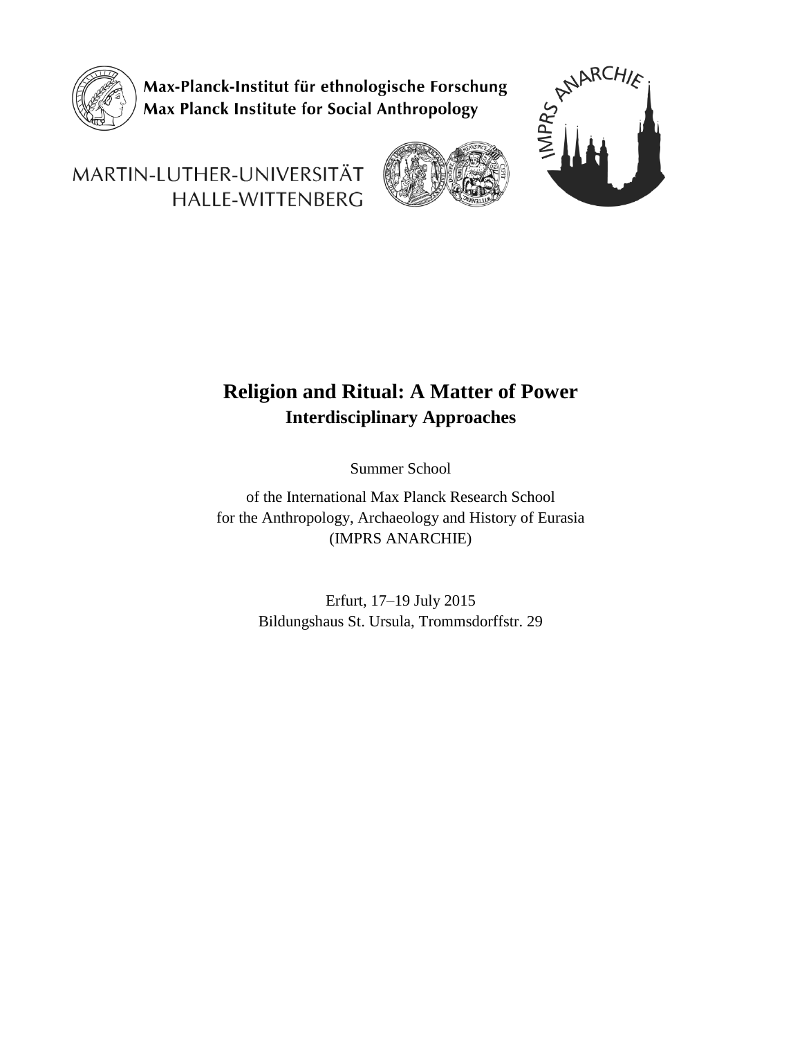Max-Planck-Institut für ethnologische Forschung
Max Planck Institute for Social Anthropology

MARTIN-LUTHER-UNIVERSITÄT
HALLE-WITTENBERG

IMPRS ANARCHIE

# Religion and Ritual: A Matter of Power

## Interdisciplinary Approaches

Summer School

of the International Max Planck Research School
for the Anthropology, Archaeology and History of Eurasia
(IMPRS ANARCHIE)

Erfurt, 17–19 July 2015
Bildungshaus St. Ursula, Trommsdorffstr. 29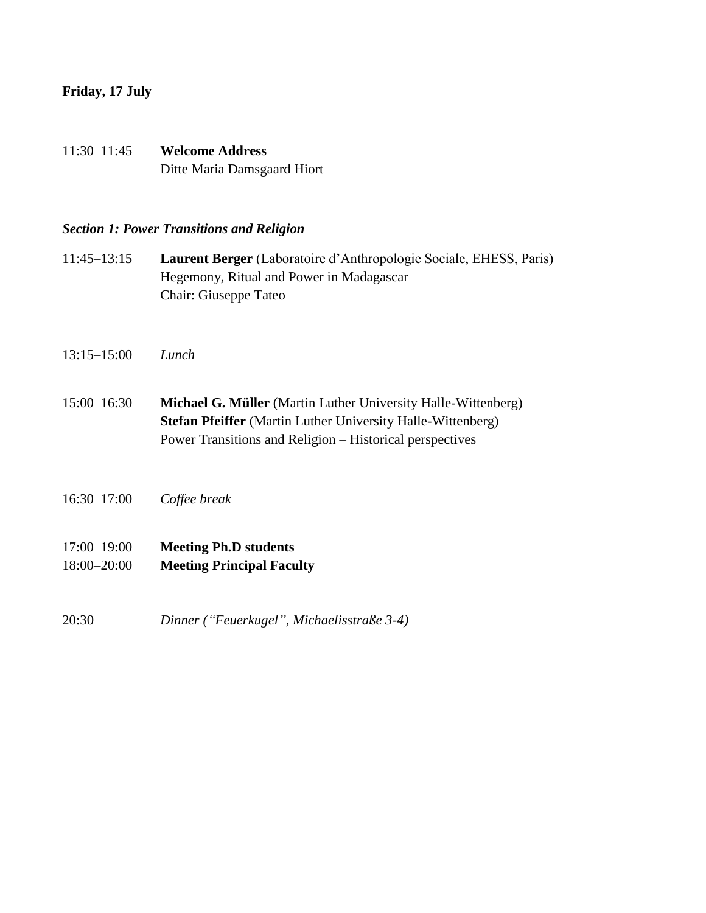**Friday, 17 July**

11:30–11:45 **Welcome Address**
Ditte Maria Damsgaard Hiort

***Section 1: Power Transitions and Religion***

11:45–13:15 **Laurent Berger** (Laboratoire d'Anthropologie Sociale, EHESS, Paris)
Hegemony, Ritual and Power in Madagascar
Chair: Giuseppe Tateo

13:15–15:00 *Lunch*

15:00–16:30 **Michael G. Müller** (Martin Luther University Halle-Wittenberg)
**Stefan Pfeiffer** (Martin Luther University Halle-Wittenberg)
Power Transitions and Religion – Historical perspectives

16:30–17:00 *Coffee break*

17:00–19:00 **Meeting Ph.D students**
18:00–20:00 **Meeting Principal Faculty**

20:30 *Dinner ("Feuerkugel", Michaelisstraße 3-4)*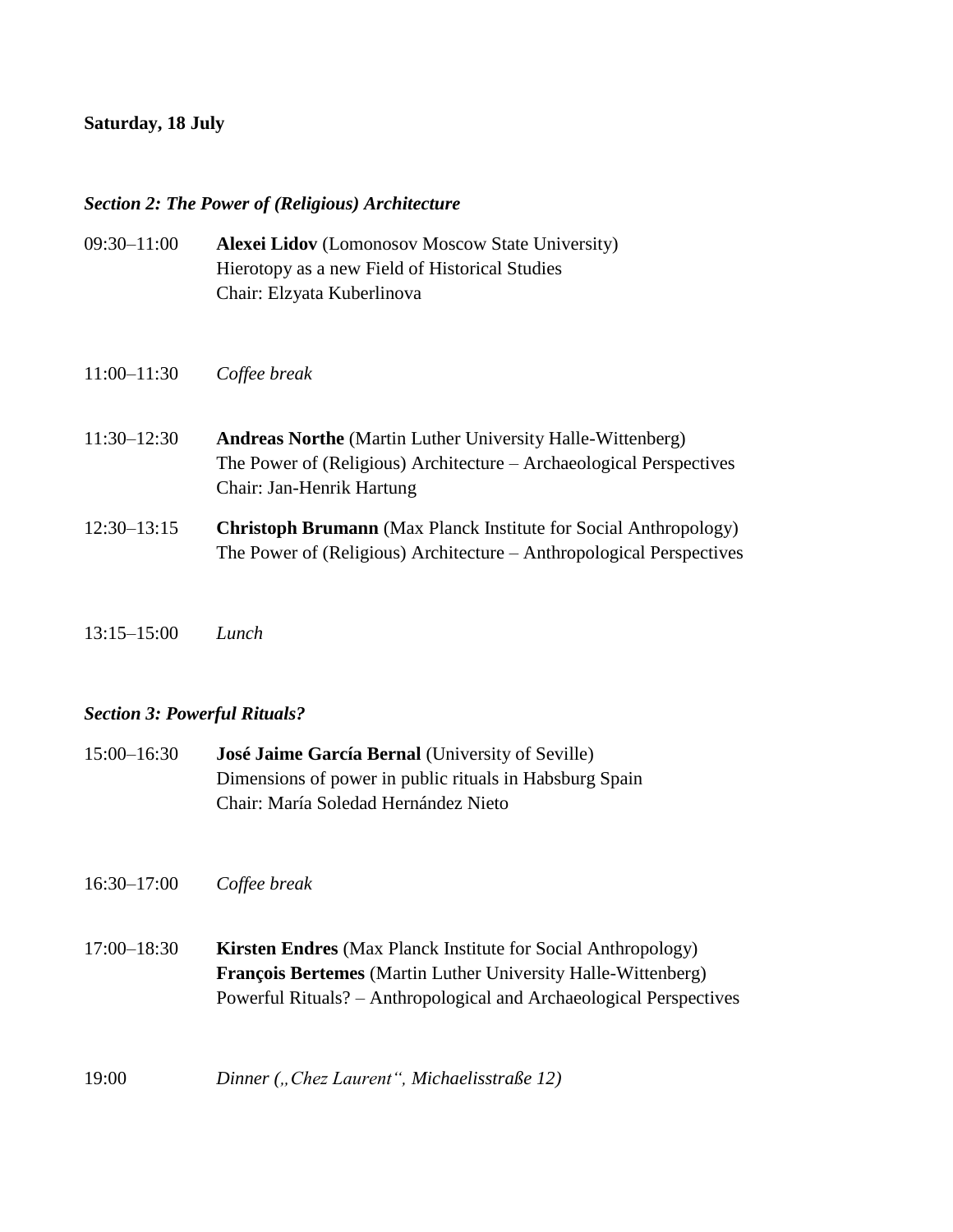**Saturday, 18 July**

***Section 2: The Power of (Religious) Architecture***

09:30–11:00 **Alexei Lidov** (Lomonosov Moscow State University)
Hierotopy as a new Field of Historical Studies
Chair: Elzyata Kuberlinova

11:00–11:30 *Coffee break*

11:30–12:30 **Andreas Northe** (Martin Luther University Halle-Wittenberg)
The Power of (Religious) Architecture – Archaeological Perspectives
Chair: Jan-Henrik Hartung

12:30–13:15 **Christoph Brumann** (Max Planck Institute for Social Anthropology)
The Power of (Religious) Architecture – Anthropological Perspectives

13:15–15:00 *Lunch*

***Section 3: Powerful Rituals?***

15:00–16:30 **José Jaime García Bernal** (University of Seville)
Dimensions of power in public rituals in Habsburg Spain
Chair: María Soledad Hernández Nieto

16:30–17:00 *Coffee break*

17:00–18:30 **Kirsten Endres** (Max Planck Institute for Social Anthropology)
**François Bertemes** (Martin Luther University Halle-Wittenberg)
Powerful Rituals? – Anthropological and Archaeological Perspectives

19:00 *Dinner („Chez Laurent“, Michaelisstraße 12)*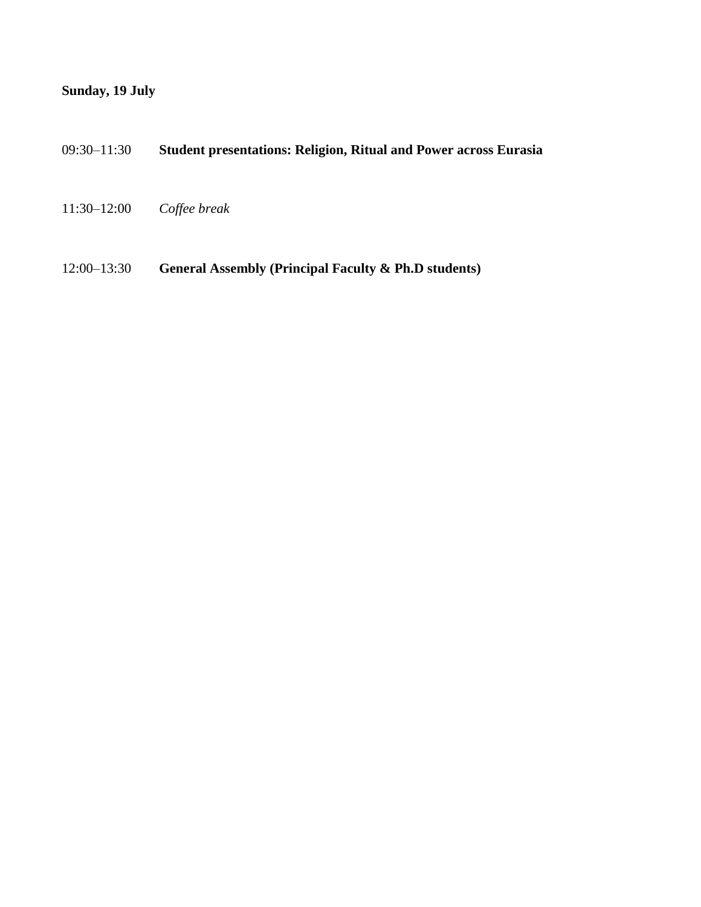**Sunday, 19 July**

09:30–11:30 **Student presentations: Religion, Ritual and Power across Eurasia**

11:30–12:00 *Coffee break*

12:00–13:30 **General Assembly (Principal Faculty & Ph.D students)**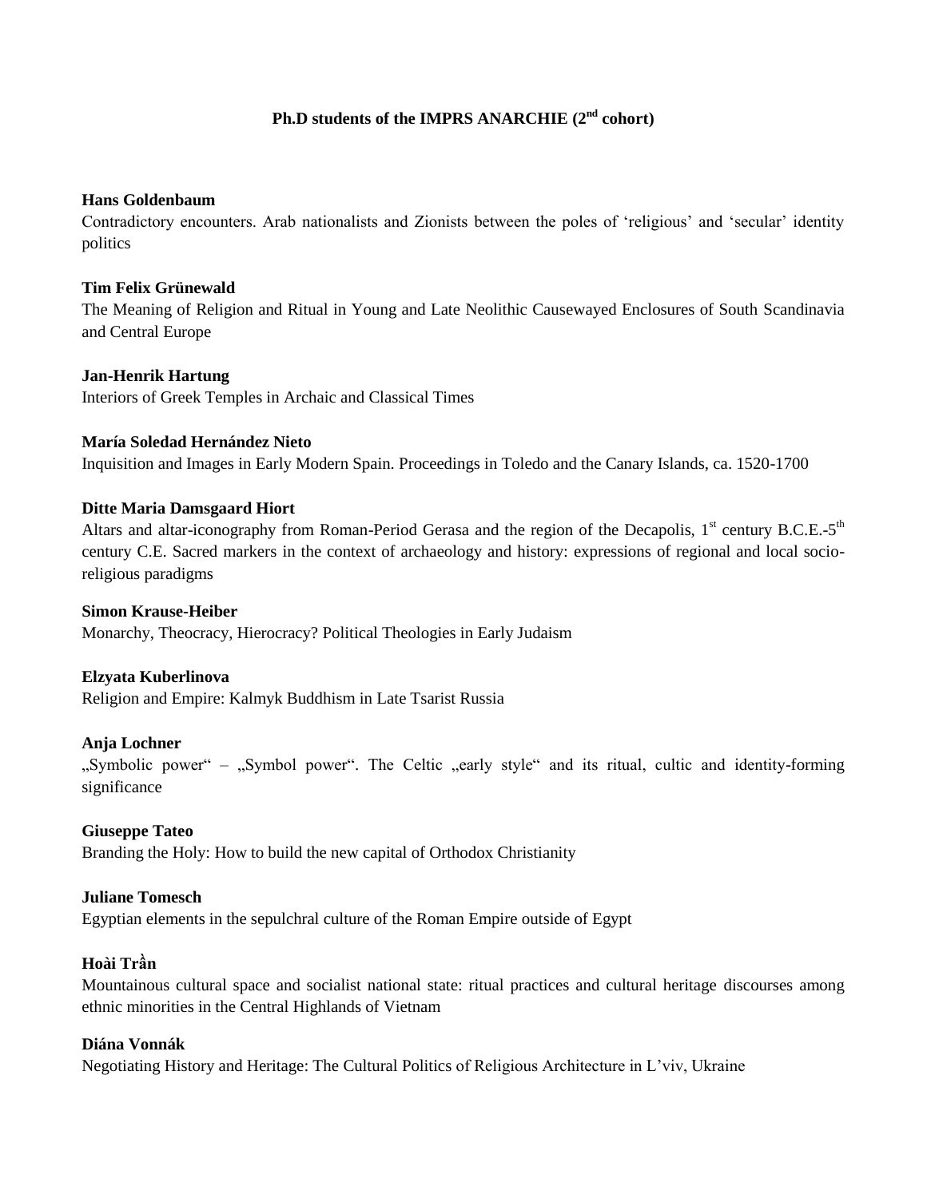# Ph.D students of the IMPRS ANARCHIE (2nd cohort)

**Hans Goldenbaum**
Contradictory encounters. Arab nationalists and Zionists between the poles of 'religious' and 'secular' identity politics

**Tim Felix Grünewald**
The Meaning of Religion and Ritual in Young and Late Neolithic Causewayed Enclosures of South Scandinavia and Central Europe

**Jan-Henrik Hartung**
Interiors of Greek Temples in Archaic and Classical Times

**María Soledad Hernández Nieto**
Inquisition and Images in Early Modern Spain. Proceedings in Toledo and the Canary Islands, ca. 1520-1700

**Ditte Maria Damsgaard Hiort**
Altars and altar-iconography from Roman-Period Gerasa and the region of the Decapolis, 1st century B.C.E.-5th century C.E. Sacred markers in the context of archaeology and history: expressions of regional and local socio-religious paradigms

**Simon Krause-Heiber**
Monarchy, Theocracy, Hierocracy? Political Theologies in Early Judaism

**Elzyata Kuberlinova**
Religion and Empire: Kalmyk Buddhism in Late Tsarist Russia

**Anja Lochner**
„Symbolic power" – „Symbol power". The Celtic „early style" and its ritual, cultic and identity-forming significance

**Giuseppe Tateo**
Branding the Holy: How to build the new capital of Orthodox Christianity

**Juliane Tomesch**
Egyptian elements in the sepulchral culture of the Roman Empire outside of Egypt

**Hoài Trần**
Mountainous cultural space and socialist national state: ritual practices and cultural heritage discourses among ethnic minorities in the Central Highlands of Vietnam

**Diána Vonnák**
Negotiating History and Heritage: The Cultural Politics of Religious Architecture in L'viv, Ukraine